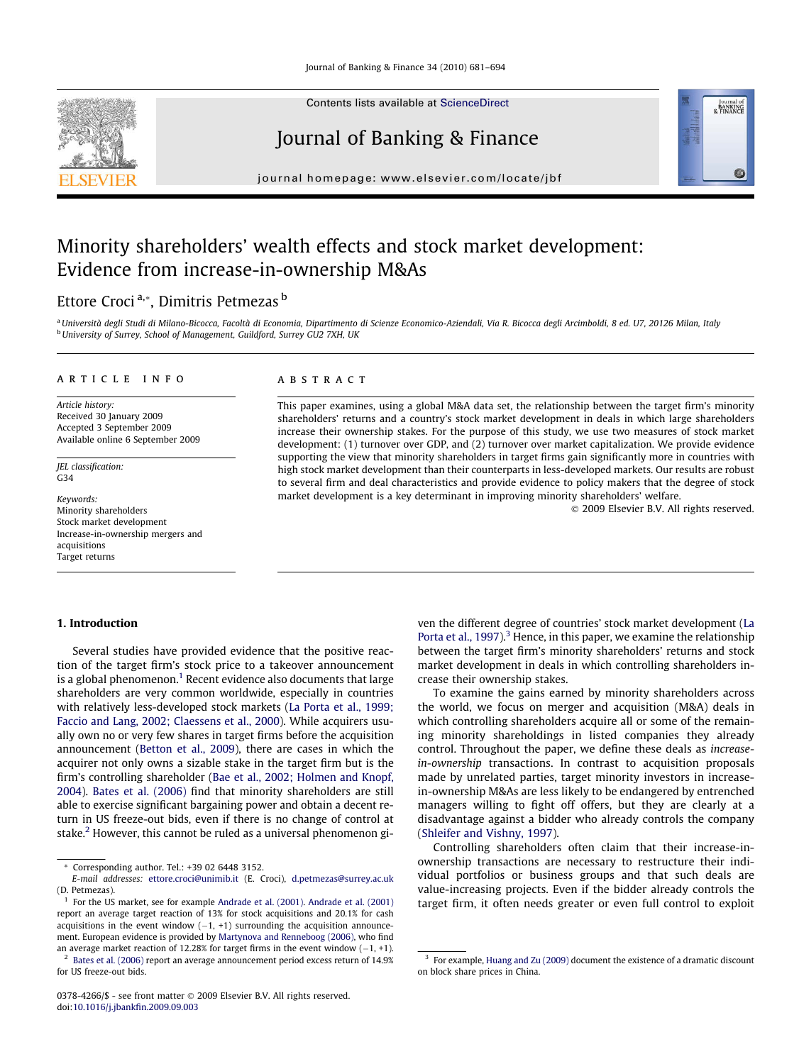# Minority shareholders' wealth effects and stock market development: Evidence from increase-in-ownership M&As

Ettore Croci [a,*], Dimitris Petmezas [b]

[a] Università degli Studi di Milano-Bicocca, Facoltà di Economia, Dipartimento di Scienze Economico-Aziendali, Via R. Bicocca degli Arcimboldi, 8 ed. U7, 20126 Milan, Italy
[b] University of Surrey, School of Management, Guildford, Surrey GU2 7XH, UK

## ARTICLE INFO

*Article history:*
Received 30 January 2009
Accepted 3 September 2009
Available online 6 September 2009

*JEL classification:*
G34

*Keywords:*
Minority shareholders
Stock market development
Increase-in-ownership mergers and acquisitions
Target returns

## ABSTRACT

This paper examines, using a global M&A data set, the relationship between the target firm's minority shareholders' returns and a country's stock market development in deals in which large shareholders increase their ownership stakes. For the purpose of this study, we use two measures of stock market development: (1) turnover over GDP, and (2) turnover over market capitalization. We provide evidence supporting the view that minority shareholders in target firms gain significantly more in countries with high stock market development than their counterparts in less-developed markets. Our results are robust to several firm and deal characteristics and provide evidence to policy makers that the degree of stock market development is a key determinant in improving minority shareholders' welfare.

© 2009 Elsevier B.V. All rights reserved.

## 1. Introduction

Several studies have provided evidence that the positive reaction of the target firm's stock price to a takeover announcement is a global phenomenon.[1] Recent evidence also documents that large shareholders are very common worldwide, especially in countries with relatively less-developed stock markets (La Porta et al., 1999; Faccio and Lang, 2002; Claessens et al., 2000). While acquirers usually own no or very few shares in target firms before the acquisition announcement (Betton et al., 2009), there are cases in which the acquirer not only owns a sizable stake in the target firm but is the firm's controlling shareholder (Bae et al., 2002; Holmen and Knopf, 2004). Bates et al. (2006) find that minority shareholders are still able to exercise significant bargaining power and obtain a decent return in US freeze-out bids, even if there is no change of control at stake.[2] However, this cannot be ruled as a universal phenomenon given the different degree of countries' stock market development (La Porta et al., 1997).[3] Hence, in this paper, we examine the relationship between the target firm's minority shareholders' returns and stock market development in deals in which controlling shareholders increase their ownership stakes.

To examine the gains earned by minority shareholders across the world, we focus on merger and acquisition (M&A) deals in which controlling shareholders acquire all or some of the remaining minority shareholdings in listed companies they already control. Throughout the paper, we define these deals as *increase-in-ownership* transactions. In contrast to acquisition proposals made by unrelated parties, target minority investors in increase-in-ownership M&As are less likely to be endangered by entrenched managers willing to fight off offers, but they are clearly at a disadvantage against a bidder who already controls the company (Shleifer and Vishny, 1997).

Controlling shareholders often claim that their increase-in-ownership transactions are necessary to restructure their individual portfolios or business groups and that such deals are value-increasing projects. Even if the bidder already controls the target firm, it often needs greater or even full control to exploit

---

* Corresponding author. Tel.: +39 02 6448 3152.
*E-mail addresses:* ettore.croci@unimib.it (E. Croci), d.petmezas@surrey.ac.uk (D. Petmezas).

[1] For the US market, see for example Andrade et al. (2001). Andrade et al. (2001) report an average target reaction of 13% for stock acquisitions and 20.1% for cash acquisitions in the event window (−1, +1) surrounding the acquisition announcement. European evidence is provided by Martynova and Renneboog (2006), who find an average market reaction of 12.28% for target firms in the event window (−1, +1).

[2] Bates et al. (2006) report an average announcement period excess return of 14.9% for US freeze-out bids.

[3] For example, Huang and Zu (2009) document the existence of a dramatic discount on block share prices in China.

0378-4266/$ - see front matter © 2009 Elsevier B.V. All rights reserved.
doi:10.1016/j.jbankfin.2009.09.003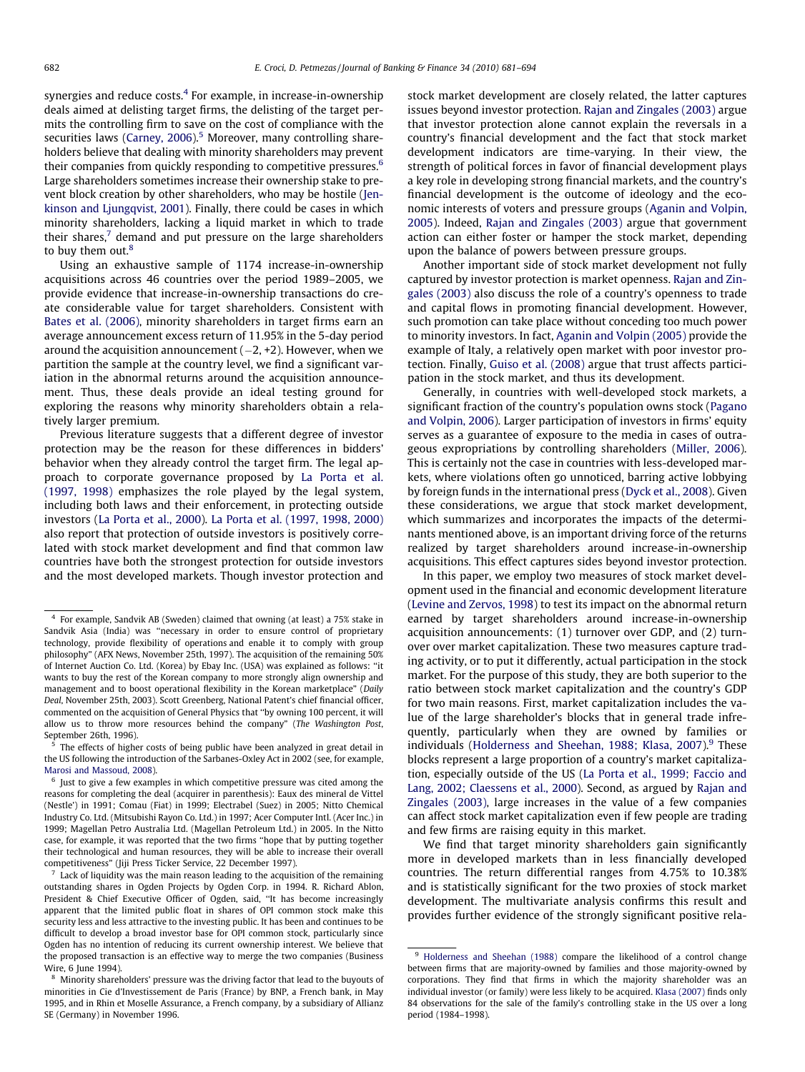synergies and reduce costs.[4] For example, in increase-in-ownership deals aimed at delisting target firms, the delisting of the target permits the controlling firm to save on the cost of compliance with the securities laws (Carney, 2006).[5] Moreover, many controlling shareholders believe that dealing with minority shareholders may prevent their companies from quickly responding to competitive pressures.[6] Large shareholders sometimes increase their ownership stake to prevent block creation by other shareholders, who may be hostile (Jenkinson and Ljungqvist, 2001). Finally, there could be cases in which minority shareholders, lacking a liquid market in which to trade their shares,[7] demand and put pressure on the large shareholders to buy them out.[8]

Using an exhaustive sample of 1174 increase-in-ownership acquisitions across 46 countries over the period 1989–2005, we provide evidence that increase-in-ownership transactions do create considerable value for target shareholders. Consistent with Bates et al. (2006), minority shareholders in target firms earn an average announcement excess return of 11.95% in the 5-day period around the acquisition announcement (−2, +2). However, when we partition the sample at the country level, we find a significant variation in the abnormal returns around the acquisition announcement. Thus, these deals provide an ideal testing ground for exploring the reasons why minority shareholders obtain a relatively larger premium.

Previous literature suggests that a different degree of investor protection may be the reason for these differences in bidders' behavior when they already control the target firm. The legal approach to corporate governance proposed by La Porta et al. (1997, 1998) emphasizes the role played by the legal system, including both laws and their enforcement, in protecting outside investors (La Porta et al., 2000). La Porta et al. (1997, 1998, 2000) also report that protection of outside investors is positively correlated with stock market development and find that common law countries have both the strongest protection for outside investors and the most developed markets. Though investor protection and stock market development are closely related, the latter captures issues beyond investor protection. Rajan and Zingales (2003) argue that investor protection alone cannot explain the reversals in a country's financial development and the fact that stock market development indicators are time-varying. In their view, the strength of political forces in favor of financial development plays a key role in developing strong financial markets, and the country's financial development is the outcome of ideology and the economic interests of voters and pressure groups (Aganin and Volpin, 2005). Indeed, Rajan and Zingales (2003) argue that government action can either foster or hamper the stock market, depending upon the balance of powers between pressure groups.

Another important side of stock market development not fully captured by investor protection is market openness. Rajan and Zingales (2003) also discuss the role of a country's openness to trade and capital flows in promoting financial development. However, such promotion can take place without conceding too much power to minority investors. In fact, Aganin and Volpin (2005) provide the example of Italy, a relatively open market with poor investor protection. Finally, Guiso et al. (2008) argue that trust affects participation in the stock market, and thus its development.

Generally, in countries with well-developed stock markets, a significant fraction of the country's population owns stock (Pagano and Volpin, 2006). Larger participation of investors in firms' equity serves as a guarantee of exposure to the media in cases of outrageous expropriations by controlling shareholders (Miller, 2006). This is certainly not the case in countries with less-developed markets, where violations often go unnoticed, barring active lobbying by foreign funds in the international press (Dyck et al., 2008). Given these considerations, we argue that stock market development, which summarizes and incorporates the impacts of the determinants mentioned above, is an important driving force of the returns realized by target shareholders around increase-in-ownership acquisitions. This effect captures sides beyond investor protection.

In this paper, we employ two measures of stock market development used in the financial and economic development literature (Levine and Zervos, 1998) to test its impact on the abnormal return earned by target shareholders around increase-in-ownership acquisition announcements: (1) turnover over GDP, and (2) turnover over market capitalization. These two measures capture trading activity, or to put it differently, actual participation in the stock market. For the purpose of this study, they are both superior to the ratio between stock market capitalization and the country's GDP for two main reasons. First, market capitalization includes the value of the large shareholder's blocks that in general trade infrequently, particularly when they are owned by families or individuals (Holderness and Sheehan, 1988; Klasa, 2007).[9] These blocks represent a large proportion of a country's market capitalization, especially outside of the US (La Porta et al., 1999; Faccio and Lang, 2002; Claessens et al., 2000). Second, as argued by Rajan and Zingales (2003), large increases in the value of a few companies can affect stock market capitalization even if few people are trading and few firms are raising equity in this market.

We find that target minority shareholders gain significantly more in developed markets than in less financially developed countries. The return differential ranges from 4.75% to 10.38% and is statistically significant for the two proxies of stock market development. The multivariate analysis confirms this result and provides further evidence of the strongly significant positive rela-

---

[4] For example, Sandvik AB (Sweden) claimed that owning (at least) a 75% stake in Sandvik Asia (India) was "necessary in order to ensure control of proprietary technology, provide flexibility of operations and enable it to comply with group philosophy" (AFX News, November 25th, 1997). The acquisition of the remaining 50% of Internet Auction Co. Ltd. (Korea) by Ebay Inc. (USA) was explained as follows: "it wants to buy the rest of the Korean company to more strongly align ownership and management and to boost operational flexibility in the Korean marketplace" (*Daily Deal*, November 25th, 2003). Scott Greenberg, National Patent's chief financial officer, commented on the acquisition of General Physics that "by owning 100 percent, it will allow us to throw more resources behind the company" (*The Washington Post*, September 26th, 1996).

[5] The effects of higher costs of being public have been analyzed in great detail in the US following the introduction of the Sarbanes-Oxley Act in 2002 (see, for example, Marosi and Massoud, 2008).

[6] Just to give a few examples in which competitive pressure was cited among the reasons for completing the deal (acquirer in parenthesis): Eaux des mineral de Vittel (Nestle') in 1991; Comau (Fiat) in 1999; Electrabel (Suez) in 2005; Nitto Chemical Industry Co. Ltd. (Mitsubishi Rayon Co. Ltd.) in 1997; Acer Computer Intl. (Acer Inc.) in 1999; Magellan Petro Australia Ltd. (Magellan Petroleum Ltd.) in 2005. In the Nitto case, for example, it was reported that the two firms "hope that by putting together their technological and human resources, they will be able to increase their overall competitiveness" (Jiji Press Ticker Service, 22 December 1997).

[7] Lack of liquidity was the main reason leading to the acquisition of the remaining outstanding shares in Ogden Projects by Ogden Corp. in 1994. R. Richard Ablon, President & Chief Executive Officer of Ogden, said, "It has become increasingly apparent that the limited public float in shares of OPI common stock make this security less and less attractive to the investing public. It has been and continues to be difficult to develop a broad investor base for OPI common stock, particularly since Ogden has no intention of reducing its current ownership interest. We believe that the proposed transaction is an effective way to merge the two companies (Business Wire, 6 June 1994).

[8] Minority shareholders' pressure was the driving factor that lead to the buyouts of minorities in Cie d'Investissement de Paris (France) by BNP, a French bank, in May 1995, and in Rhin et Moselle Assurance, a French company, by a subsidiary of Allianz SE (Germany) in November 1996.

[9] Holderness and Sheehan (1988) compare the likelihood of a control change between firms that are majority-owned by families and those majority-owned by corporations. They find that firms in which the majority shareholder was an individual investor (or family) were less likely to be acquired. Klasa (2007) finds only 84 observations for the sale of the family's controlling stake in the US over a long period (1984–1998).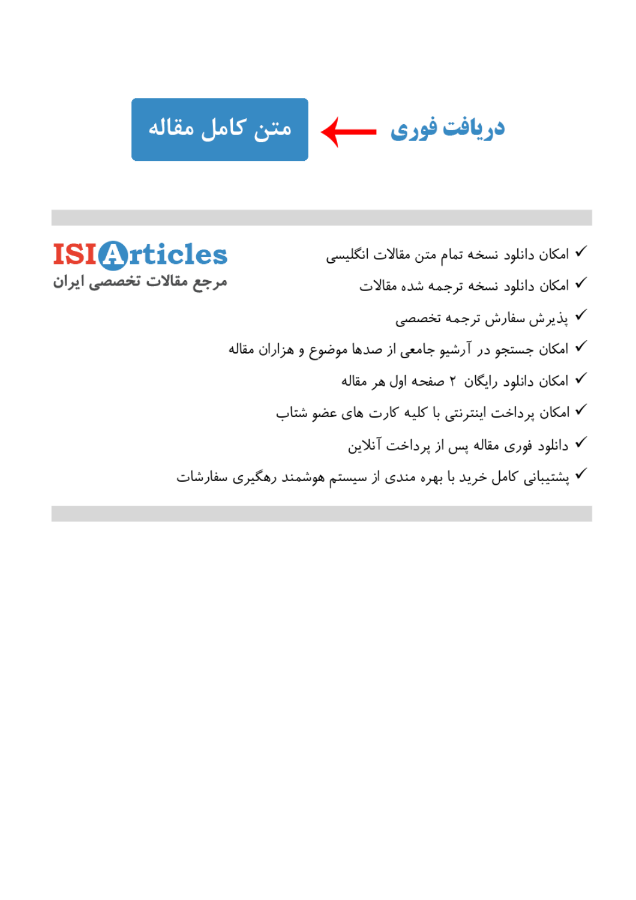دریافت فوری ← **متن کامل مقاله**

**ISIArticles**
مرجع مقالات تخصصی ایران

- ✓ امکان دانلود نسخه تمام متن مقالات انگلیسی
- ✓ امکان دانلود نسخه ترجمه شده مقالات
- ✓ پذیرش سفارش ترجمه تخصصی
- ✓ امکان جستجو در آرشیو جامعی از صدها موضوع و هزاران مقاله
- ✓ امکان دانلود رایگان ۲ صفحه اول هر مقاله
- ✓ امکان پرداخت اینترنتی با کلیه کارت های عضو شتاب
- ✓ دانلود فوری مقاله پس از پرداخت آنلاین
- ✓ پشتیبانی کامل خرید با بهره مندی از سیستم هوشمند رهگیری سفارشات